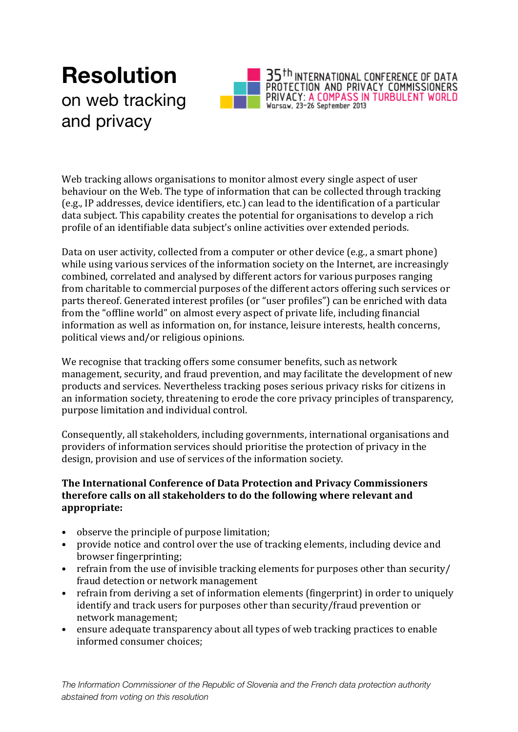# Resolution
## on web tracking and privacy

35th INTERNATIONAL CONFERENCE OF DATA PROTECTION AND PRIVACY COMMISSIONERS
PRIVACY: A COMPASS IN TURBULENT WORLD
Warsaw, 23-26 September 2013

Web tracking allows organisations to monitor almost every single aspect of user behaviour on the Web. The type of information that can be collected through tracking (e.g., IP addresses, device identifiers, etc.) can lead to the identification of a particular data subject. This capability creates the potential for organisations to develop a rich profile of an identifiable data subject's online activities over extended periods.

Data on user activity, collected from a computer or other device (e.g., a smart phone) while using various services of the information society on the Internet, are increasingly combined, correlated and analysed by different actors for various purposes ranging from charitable to commercial purposes of the different actors offering such services or parts thereof. Generated interest profiles (or "user profiles") can be enriched with data from the "offline world" on almost every aspect of private life, including financial information as well as information on, for instance, leisure interests, health concerns, political views and/or religious opinions.

We recognise that tracking offers some consumer benefits, such as network management, security, and fraud prevention, and may facilitate the development of new products and services. Nevertheless tracking poses serious privacy risks for citizens in an information society, threatening to erode the core privacy principles of transparency, purpose limitation and individual control.

Consequently, all stakeholders, including governments, international organisations and providers of information services should prioritise the protection of privacy in the design, provision and use of services of the information society.

**The International Conference of Data Protection and Privacy Commissioners therefore calls on all stakeholders to do the following where relevant and appropriate:**

- observe the principle of purpose limitation;
- provide notice and control over the use of tracking elements, including device and browser fingerprinting;
- refrain from the use of invisible tracking elements for purposes other than security/ fraud detection or network management
- refrain from deriving a set of information elements (fingerprint) in order to uniquely identify and track users for purposes other than security/fraud prevention or network management;
- ensure adequate transparency about all types of web tracking practices to enable informed consumer choices;

*The Information Commissioner of the Republic of Slovenia and the French data protection authority abstained from voting on this resolution*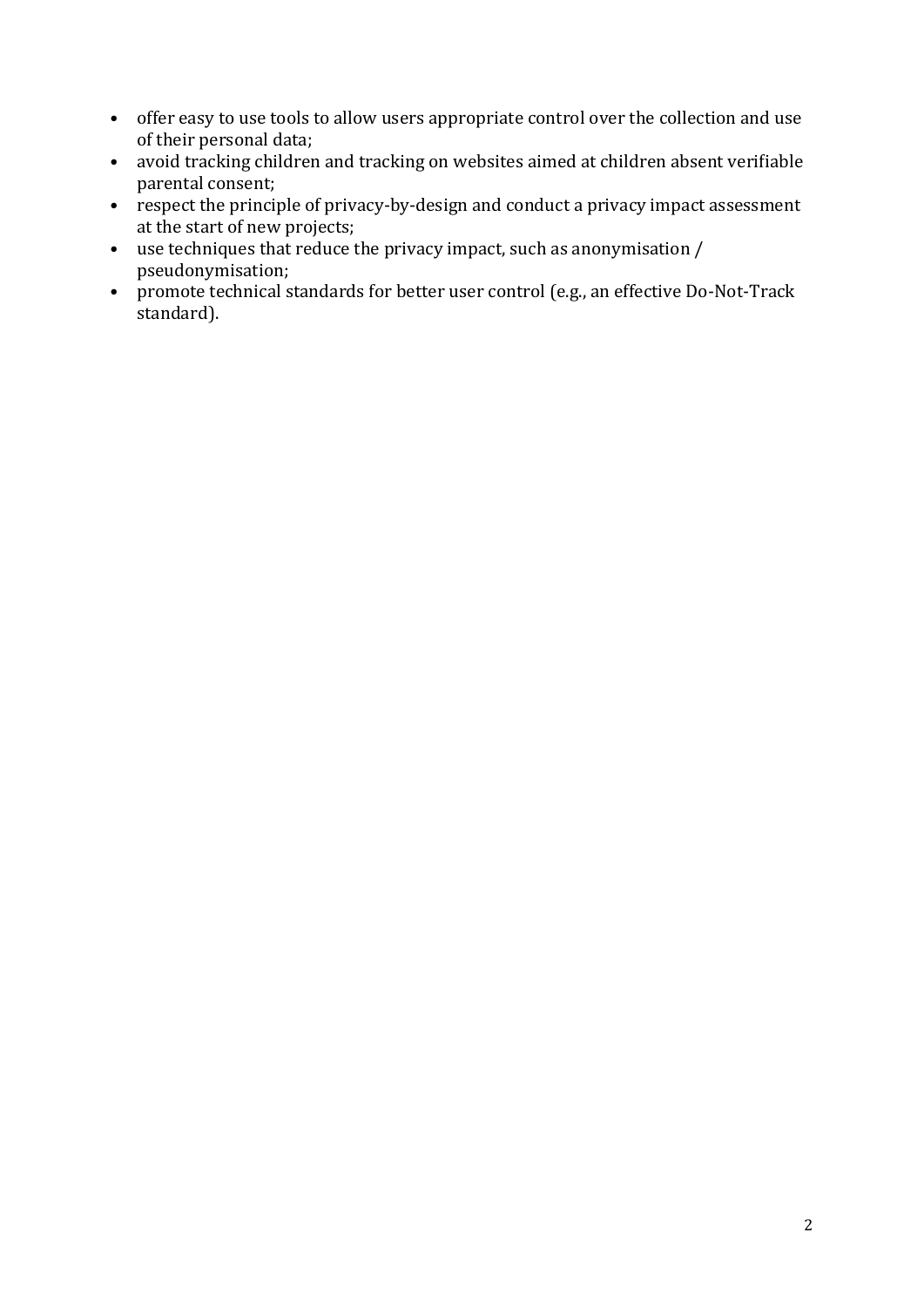- offer easy to use tools to allow users appropriate control over the collection and use of their personal data;
- avoid tracking children and tracking on websites aimed at children absent verifiable parental consent;
- respect the principle of privacy-by-design and conduct a privacy impact assessment at the start of new projects;
- use techniques that reduce the privacy impact, such as anonymisation / pseudonymisation;
- promote technical standards for better user control (e.g., an effective Do-Not-Track standard).